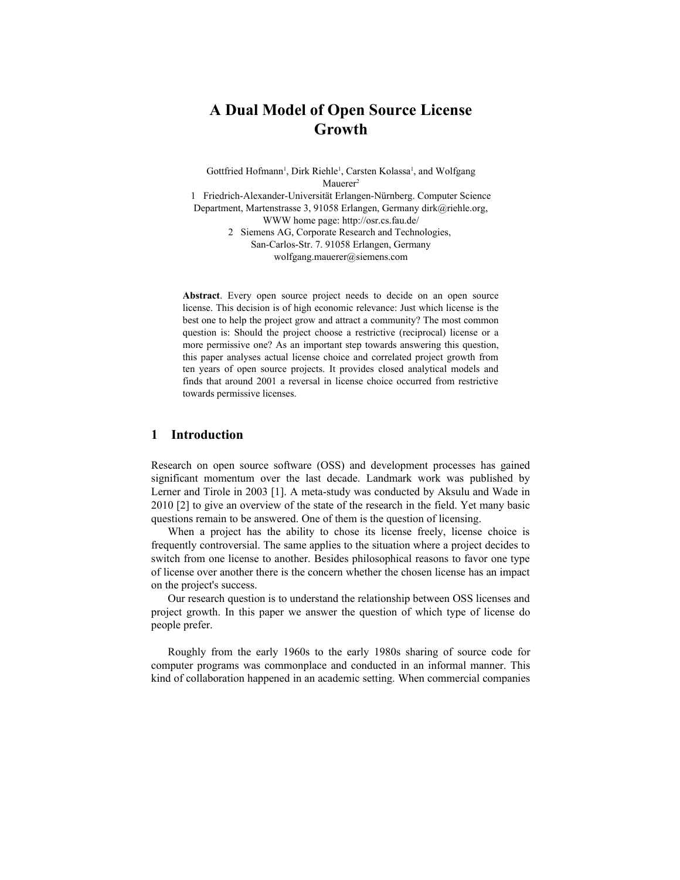# A Dual Model of Open Source License Growth

Gottfried Hofmann[1], Dirk Riehle[1], Carsten Kolassa[1], and Wolfgang Mauerer[2]

1 Friedrich-Alexander-Universität Erlangen-Nürnberg. Computer Science Department, Martenstrasse 3, 91058 Erlangen, Germany dirk@riehle.org, WWW home page: http://osr.cs.fau.de/

2 Siemens AG, Corporate Research and Technologies, San-Carlos-Str. 7. 91058 Erlangen, Germany wolfgang.mauerer@siemens.com

**Abstract**. Every open source project needs to decide on an open source license. This decision is of high economic relevance: Just which license is the best one to help the project grow and attract a community? The most common question is: Should the project choose a restrictive (reciprocal) license or a more permissive one? As an important step towards answering this question, this paper analyses actual license choice and correlated project growth from ten years of open source projects. It provides closed analytical models and finds that around 2001 a reversal in license choice occurred from restrictive towards permissive licenses.

## 1 Introduction

Research on open source software (OSS) and development processes has gained significant momentum over the last decade. Landmark work was published by Lerner and Tirole in 2003 [1]. A meta-study was conducted by Aksulu and Wade in 2010 [2] to give an overview of the state of the research in the field. Yet many basic questions remain to be answered. One of them is the question of licensing.

When a project has the ability to chose its license freely, license choice is frequently controversial. The same applies to the situation where a project decides to switch from one license to another. Besides philosophical reasons to favor one type of license over another there is the concern whether the chosen license has an impact on the project's success.

Our research question is to understand the relationship between OSS licenses and project growth. In this paper we answer the question of which type of license do people prefer.

Roughly from the early 1960s to the early 1980s sharing of source code for computer programs was commonplace and conducted in an informal manner. This kind of collaboration happened in an academic setting. When commercial companies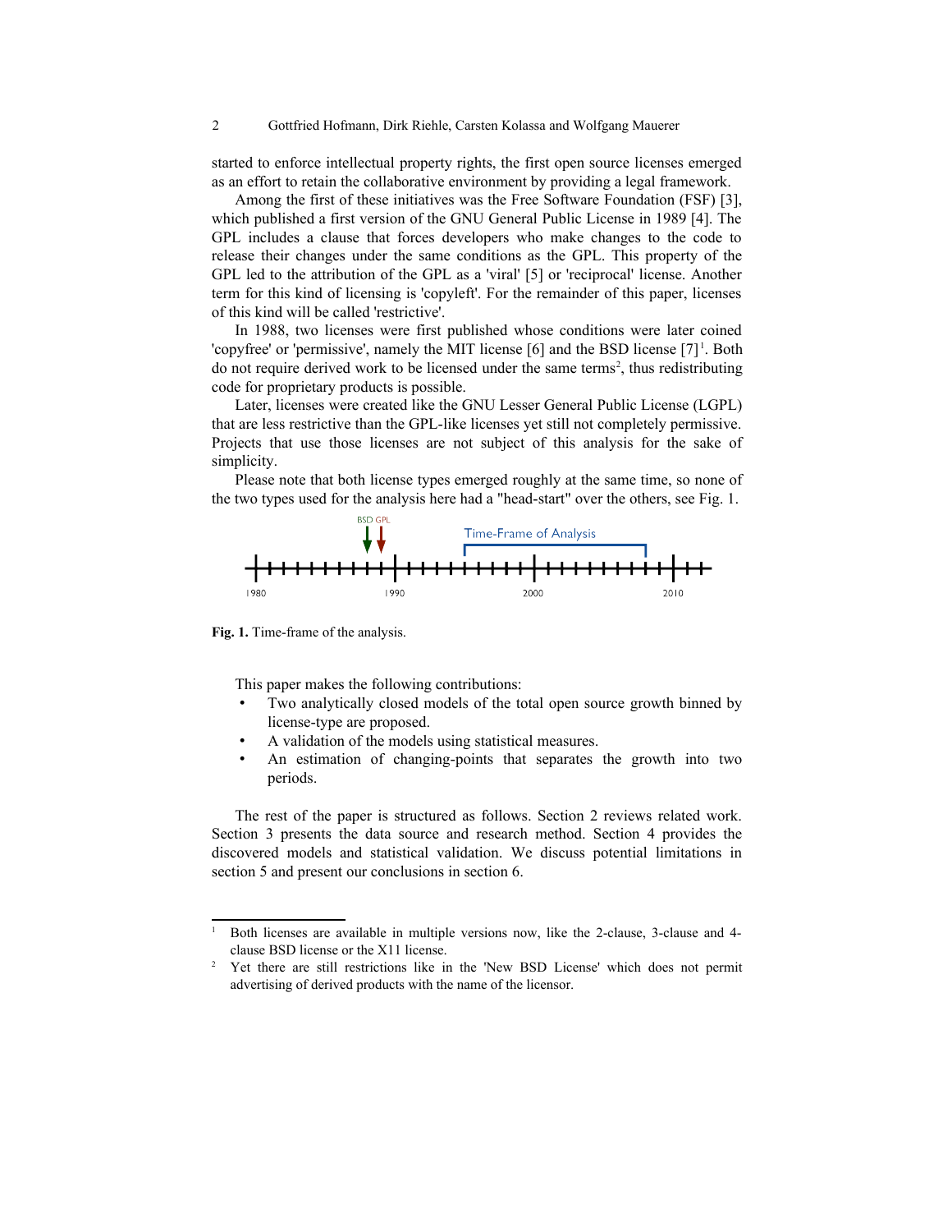started to enforce intellectual property rights, the first open source licenses emerged as an effort to retain the collaborative environment by providing a legal framework.

Among the first of these initiatives was the Free Software Foundation (FSF) [3], which published a first version of the GNU General Public License in 1989 [4]. The GPL includes a clause that forces developers who make changes to the code to release their changes under the same conditions as the GPL. This property of the GPL led to the attribution of the GPL as a 'viral' [5] or 'reciprocal' license. Another term for this kind of licensing is 'copyleft'. For the remainder of this paper, licenses of this kind will be called 'restrictive'.

In 1988, two licenses were first published whose conditions were later coined 'copyfree' or 'permissive', namely the MIT license [6] and the BSD license [7][1]. Both do not require derived work to be licensed under the same terms[2], thus redistributing code for proprietary products is possible.

Later, licenses were created like the GNU Lesser General Public License (LGPL) that are less restrictive than the GPL-like licenses yet still not completely permissive. Projects that use those licenses are not subject of this analysis for the sake of simplicity.

Please note that both license types emerged roughly at the same time, so none of the two types used for the analysis here had a "head-start" over the others, see Fig. 1.

**Fig. 1.** Time-frame of the analysis.

This paper makes the following contributions:

- Two analytically closed models of the total open source growth binned by license-type are proposed.
- A validation of the models using statistical measures.
- An estimation of changing-points that separates the growth into two periods.

The rest of the paper is structured as follows. Section 2 reviews related work. Section 3 presents the data source and research method. Section 4 provides the discovered models and statistical validation. We discuss potential limitations in section 5 and present our conclusions in section 6.

---

[1] Both licenses are available in multiple versions now, like the 2-clause, 3-clause and 4-clause BSD license or the X11 license.

[2] Yet there are still restrictions like in the 'New BSD License' which does not permit advertising of derived products with the name of the licensor.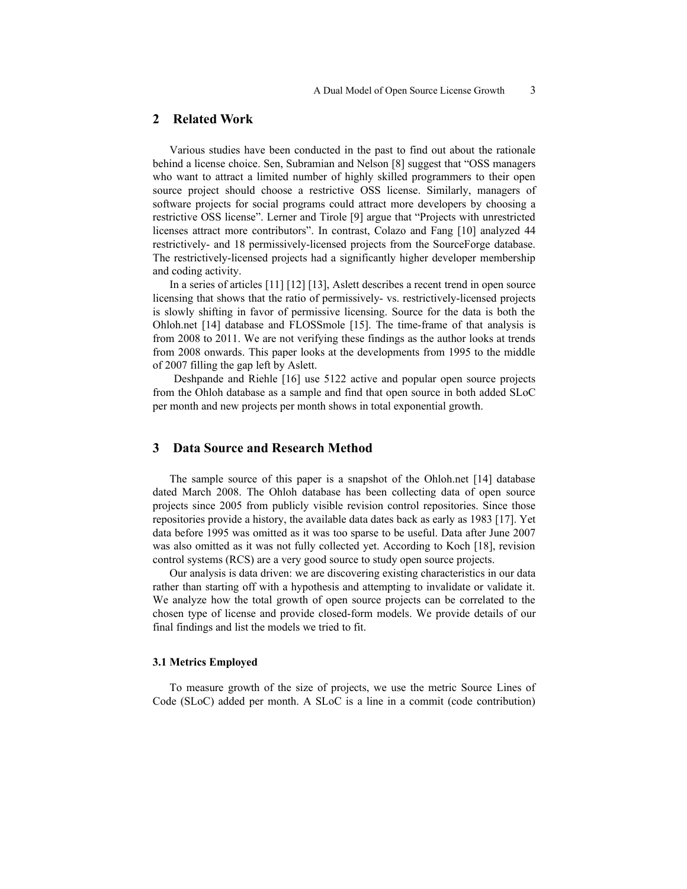## 2 Related Work

Various studies have been conducted in the past to find out about the rationale behind a license choice. Sen, Subramian and Nelson [8] suggest that "OSS managers who want to attract a limited number of highly skilled programmers to their open source project should choose a restrictive OSS license. Similarly, managers of software projects for social programs could attract more developers by choosing a restrictive OSS license". Lerner and Tirole [9] argue that "Projects with unrestricted licenses attract more contributors". In contrast, Colazo and Fang [10] analyzed 44 restrictively- and 18 permissively-licensed projects from the SourceForge database. The restrictively-licensed projects had a significantly higher developer membership and coding activity.

In a series of articles [11] [12] [13], Aslett describes a recent trend in open source licensing that shows that the ratio of permissively- vs. restrictively-licensed projects is slowly shifting in favor of permissive licensing. Source for the data is both the Ohloh.net [14] database and FLOSSmole [15]. The time-frame of that analysis is from 2008 to 2011. We are not verifying these findings as the author looks at trends from 2008 onwards. This paper looks at the developments from 1995 to the middle of 2007 filling the gap left by Aslett.

Deshpande and Riehle [16] use 5122 active and popular open source projects from the Ohloh database as a sample and find that open source in both added SLoC per month and new projects per month shows in total exponential growth.

## 3 Data Source and Research Method

The sample source of this paper is a snapshot of the Ohloh.net [14] database dated March 2008. The Ohloh database has been collecting data of open source projects since 2005 from publicly visible revision control repositories. Since those repositories provide a history, the available data dates back as early as 1983 [17]. Yet data before 1995 was omitted as it was too sparse to be useful. Data after June 2007 was also omitted as it was not fully collected yet. According to Koch [18], revision control systems (RCS) are a very good source to study open source projects.

Our analysis is data driven: we are discovering existing characteristics in our data rather than starting off with a hypothesis and attempting to invalidate or validate it. We analyze how the total growth of open source projects can be correlated to the chosen type of license and provide closed-form models. We provide details of our final findings and list the models we tried to fit.

### 3.1 Metrics Employed

To measure growth of the size of projects, we use the metric Source Lines of Code (SLoC) added per month. A SLoC is a line in a commit (code contribution)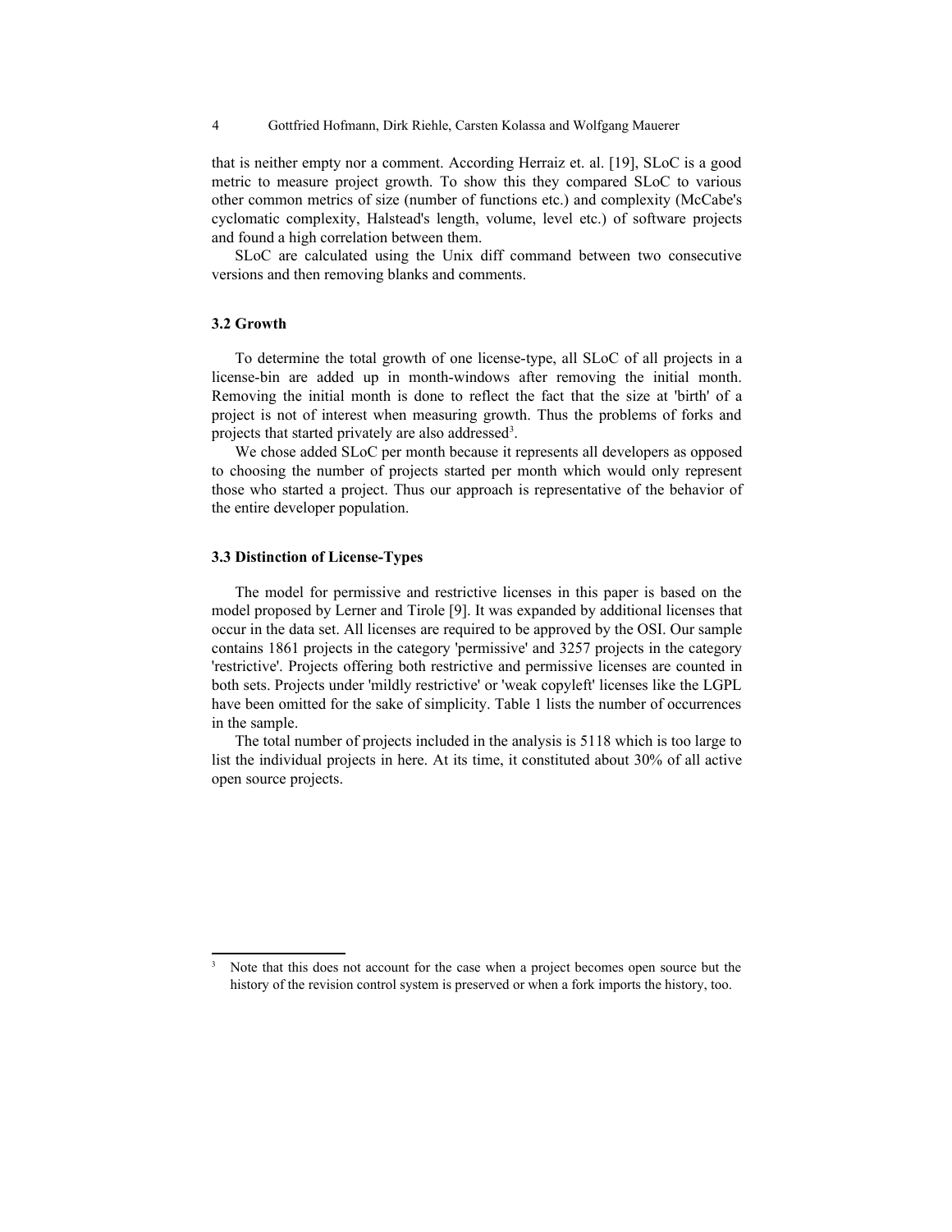that is neither empty nor a comment. According Herraiz et. al. [19], SLoC is a good metric to measure project growth. To show this they compared SLoC to various other common metrics of size (number of functions etc.) and complexity (McCabe's cyclomatic complexity, Halstead's length, volume, level etc.) of software projects and found a high correlation between them.

SLoC are calculated using the Unix diff command between two consecutive versions and then removing blanks and comments.

### 3.2 Growth

To determine the total growth of one license-type, all SLoC of all projects in a license-bin are added up in month-windows after removing the initial month. Removing the initial month is done to reflect the fact that the size at 'birth' of a project is not of interest when measuring growth. Thus the problems of forks and projects that started privately are also addressed[3].

We chose added SLoC per month because it represents all developers as opposed to choosing the number of projects started per month which would only represent those who started a project. Thus our approach is representative of the behavior of the entire developer population.

### 3.3 Distinction of License-Types

The model for permissive and restrictive licenses in this paper is based on the model proposed by Lerner and Tirole [9]. It was expanded by additional licenses that occur in the data set. All licenses are required to be approved by the OSI. Our sample contains 1861 projects in the category 'permissive' and 3257 projects in the category 'restrictive'. Projects offering both restrictive and permissive licenses are counted in both sets. Projects under 'mildly restrictive' or 'weak copyleft' licenses like the LGPL have been omitted for the sake of simplicity. Table 1 lists the number of occurrences in the sample.

The total number of projects included in the analysis is 5118 which is too large to list the individual projects in here. At its time, it constituted about 30% of all active open source projects.

[3] Note that this does not account for the case when a project becomes open source but the history of the revision control system is preserved or when a fork imports the history, too.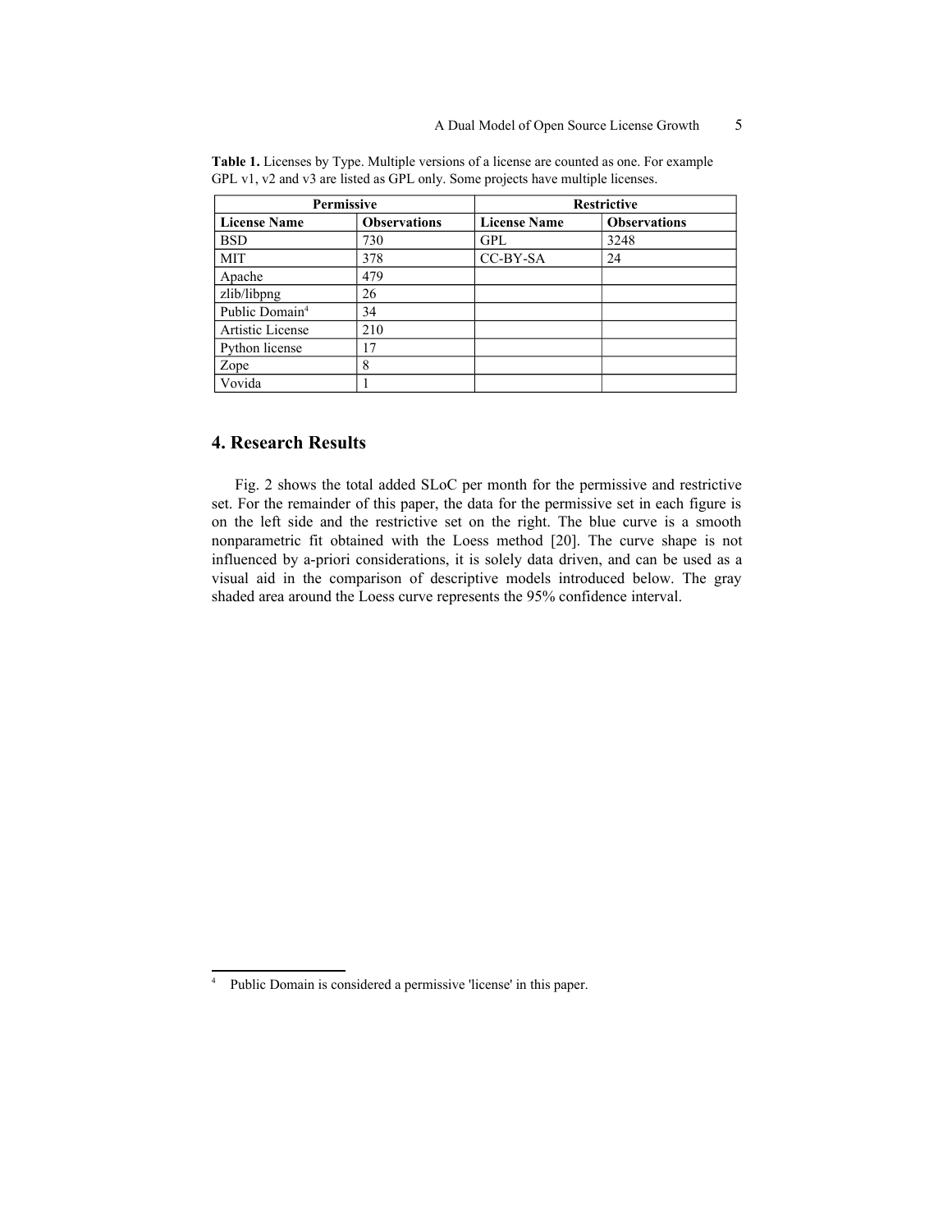**Table 1.** Licenses by Type. Multiple versions of a license are counted as one. For example GPL v1, v2 and v3 are listed as GPL only. Some projects have multiple licenses.

| Permissive | | Restrictive | |
|---|---|---|---|
| **License Name** | **Observations** | **License Name** | **Observations** |
| BSD | 730 | GPL | 3248 |
| MIT | 378 | CC-BY-SA | 24 |
| Apache | 479 | | |
| zlib/libpng | 26 | | |
| Public Domain[4] | 34 | | |
| Artistic License | 210 | | |
| Python license | 17 | | |
| Zope | 8 | | |
| Vovida | 1 | | |

## 4. Research Results

Fig. 2 shows the total added SLoC per month for the permissive and restrictive set. For the remainder of this paper, the data for the permissive set in each figure is on the left side and the restrictive set on the right. The blue curve is a smooth nonparametric fit obtained with the Loess method [20]. The curve shape is not influenced by a-priori considerations, it is solely data driven, and can be used as a visual aid in the comparison of descriptive models introduced below. The gray shaded area around the Loess curve represents the 95% confidence interval.

[4] Public Domain is considered a permissive 'license' in this paper.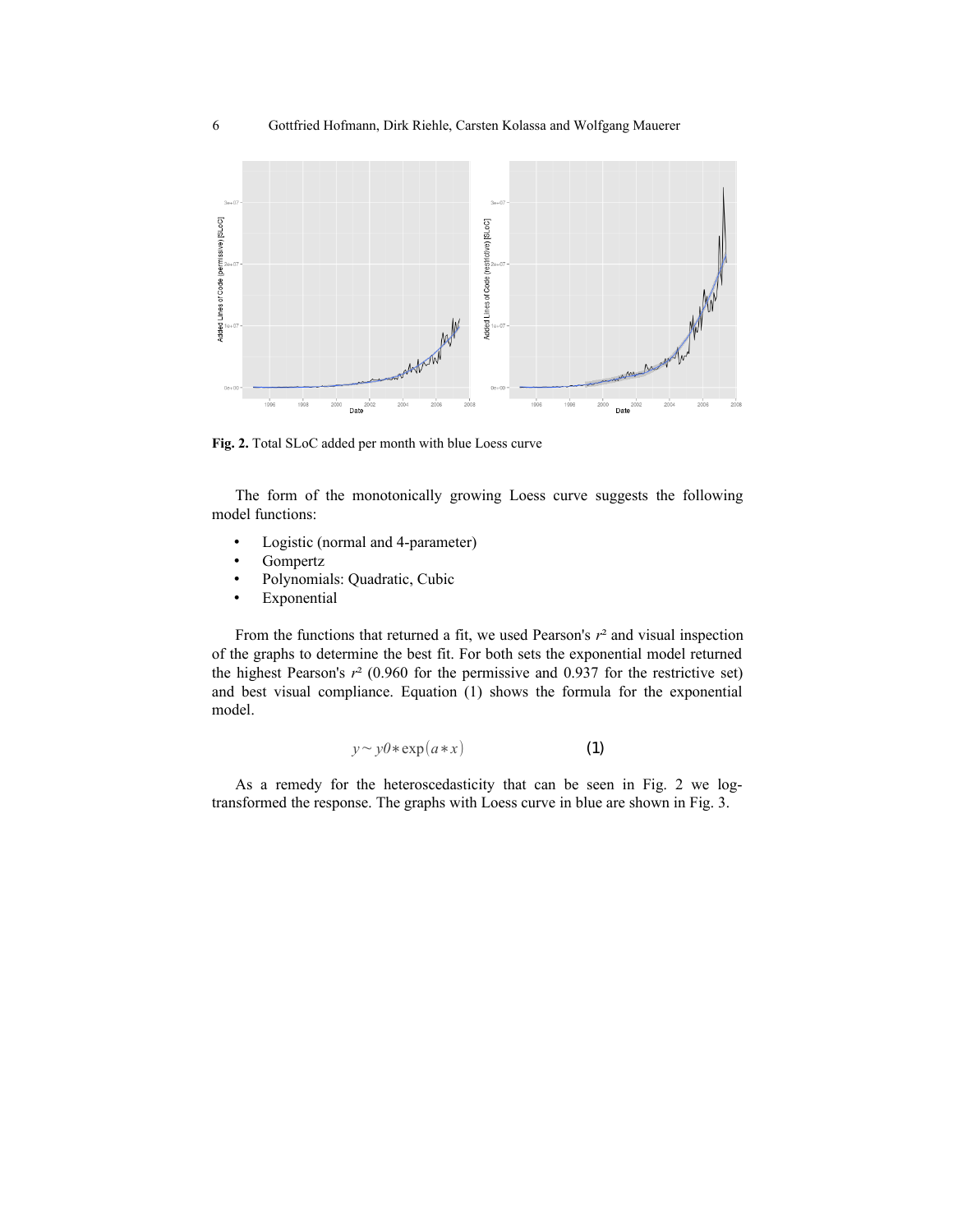Fig. 2. Total SLoC added per month with blue Loess curve

The form of the monotonically growing Loess curve suggests the following model functions:

- Logistic (normal and 4-parameter)
- Gompertz
- Polynomials: Quadratic, Cubic
- Exponential

From the functions that returned a fit, we used Pearson's $r^2$ and visual inspection of the graphs to determine the best fit. For both sets the exponential model returned the highest Pearson's $r^2$ (0.960 for the permissive and 0.937 for the restrictive set) and best visual compliance. Equation (1) shows the formula for the exponential model.

$$y \sim y0 * \exp(a * x) \qquad (1)$$

As a remedy for the heteroscedasticity that can be seen in Fig. 2 we log-transformed the response. The graphs with Loess curve in blue are shown in Fig. 3.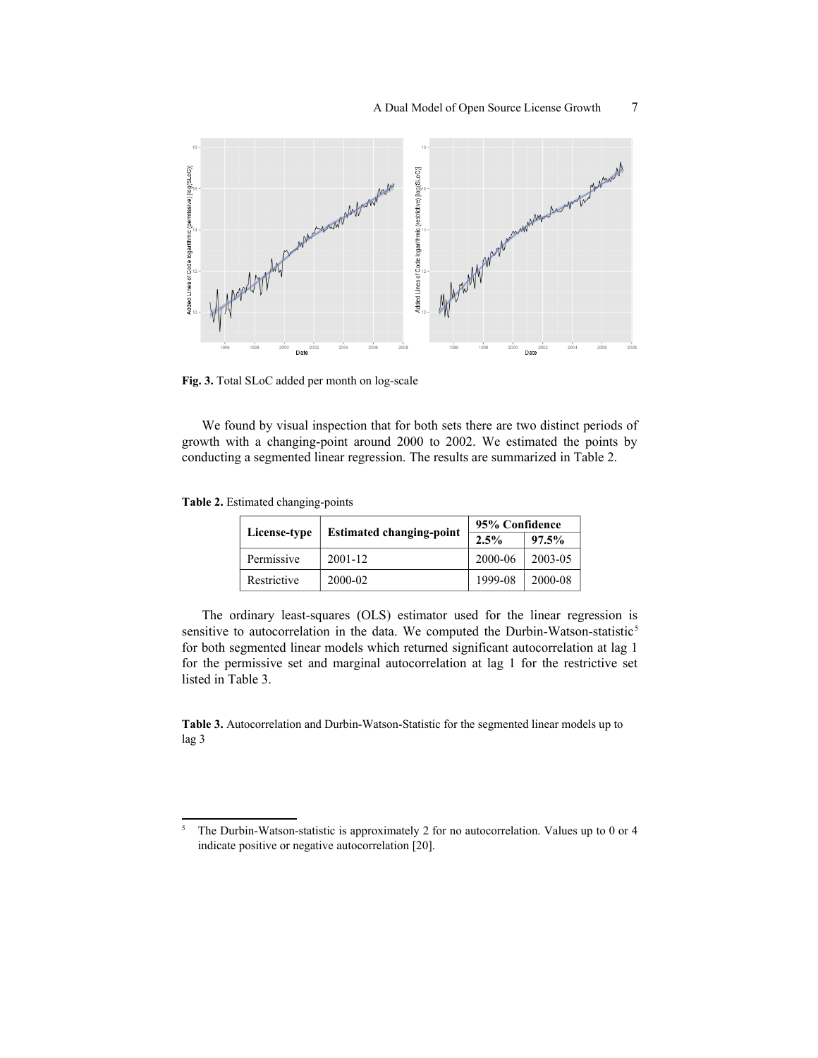**Fig. 3.** Total SLoC added per month on log-scale

We found by visual inspection that for both sets there are two distinct periods of growth with a changing-point around 2000 to 2002. We estimated the points by conducting a segmented linear regression. The results are summarized in Table 2.

**Table 2.** Estimated changing-points

| License-type | Estimated changing-point | 95% Confidence | |
|---|---|---|---|
| | | 2.5% | 97.5% |
| Permissive | 2001-12 | 2000-06 | 2003-05 |
| Restrictive | 2000-02 | 1999-08 | 2000-08 |

The ordinary least-squares (OLS) estimator used for the linear regression is sensitive to autocorrelation in the data. We computed the Durbin-Watson-statistic[5] for both segmented linear models which returned significant autocorrelation at lag 1 for the permissive set and marginal autocorrelation at lag 1 for the restrictive set listed in Table 3.

**Table 3.** Autocorrelation and Durbin-Watson-Statistic for the segmented linear models up to lag 3

[5] The Durbin-Watson-statistic is approximately 2 for no autocorrelation. Values up to 0 or 4 indicate positive or negative autocorrelation [20].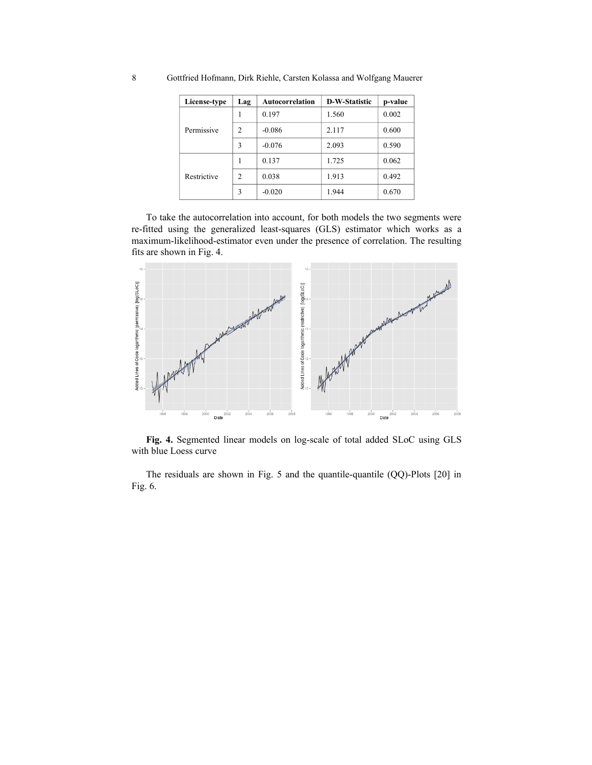| License-type | Lag | Autocorrelation | D-W-Statistic | p-value |
|---|---|---|---|---|
| Permissive | 1 | 0.197 | 1.560 | 0.002 |
| | 2 | -0.086 | 2.117 | 0.600 |
| | 3 | -0.076 | 2.093 | 0.590 |
| Restrictive | 1 | 0.137 | 1.725 | 0.062 |
| | 2 | 0.038 | 1.913 | 0.492 |
| | 3 | -0.020 | 1.944 | 0.670 |

To take the autocorrelation into account, for both models the two segments were re-fitted using the generalized least-squares (GLS) estimator which works as a maximum-likelihood-estimator even under the presence of correlation. The resulting fits are shown in Fig. 4.

**Fig. 4.** Segmented linear models on log-scale of total added SLoC using GLS with blue Loess curve

The residuals are shown in Fig. 5 and the quantile-quantile (QQ)-Plots [20] in Fig. 6.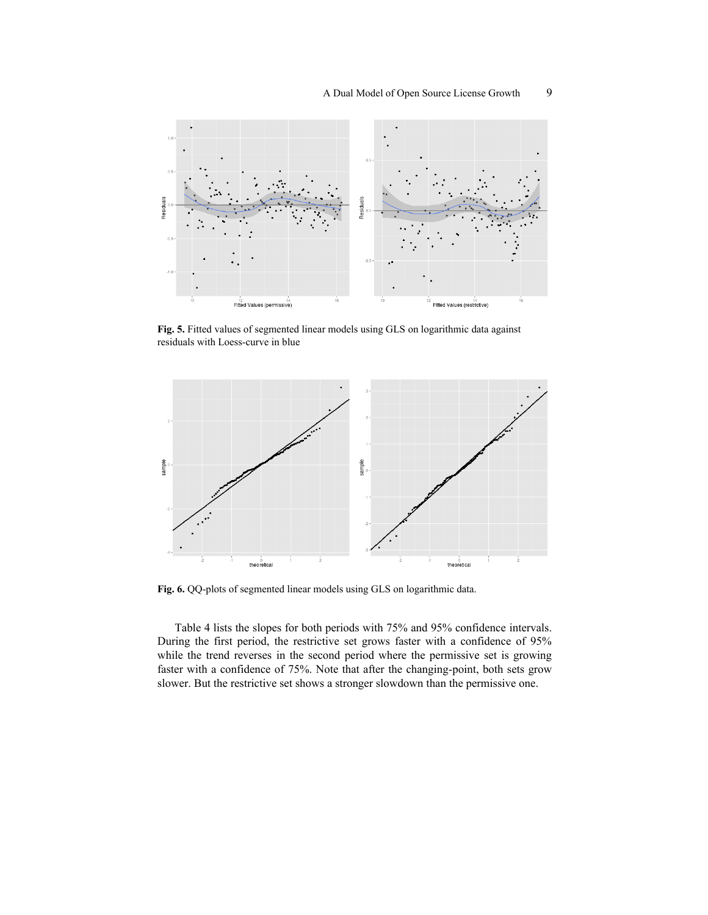**Fig. 5.** Fitted values of segmented linear models using GLS on logarithmic data against residuals with Loess-curve in blue

**Fig. 6.** QQ-plots of segmented linear models using GLS on logarithmic data.

Table 4 lists the slopes for both periods with 75% and 95% confidence intervals. During the first period, the restrictive set grows faster with a confidence of 95% while the trend reverses in the second period where the permissive set is growing faster with a confidence of 75%. Note that after the changing-point, both sets grow slower. But the restrictive set shows a stronger slowdown than the permissive one.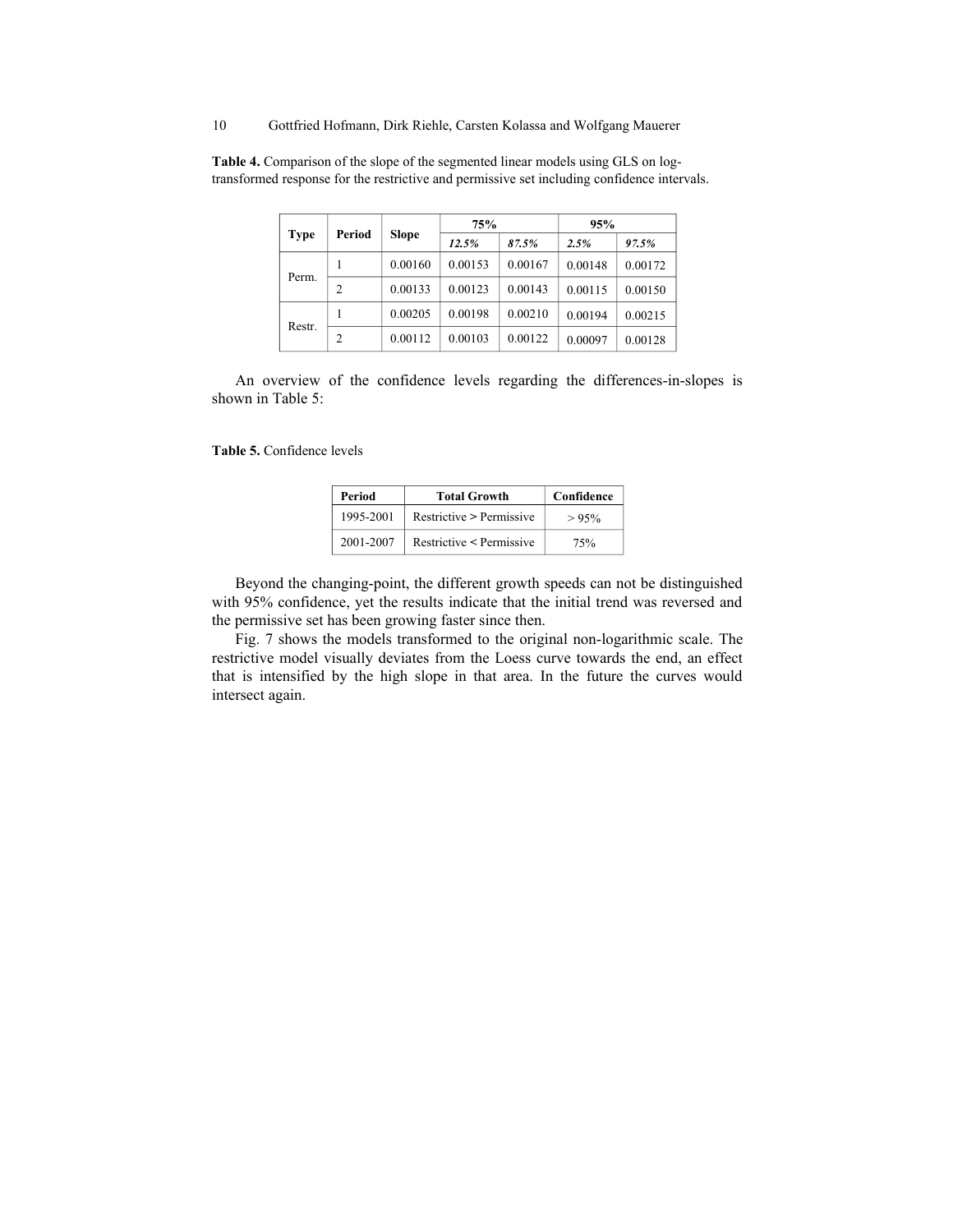**Table 4.** Comparison of the slope of the segmented linear models using GLS on log-transformed response for the restrictive and permissive set including confidence intervals.

| Type | Period | Slope | 75% | | 95% | |
|---|---|---|---|---|---|---|
| | | | *12.5%* | *87.5%* | *2.5%* | *97.5%* |
| Perm. | 1 | 0.00160 | 0.00153 | 0.00167 | 0.00148 | 0.00172 |
| | 2 | 0.00133 | 0.00123 | 0.00143 | 0.00115 | 0.00150 |
| Restr. | 1 | 0.00205 | 0.00198 | 0.00210 | 0.00194 | 0.00215 |
| | 2 | 0.00112 | 0.00103 | 0.00122 | 0.00097 | 0.00128 |

An overview of the confidence levels regarding the differences-in-slopes is shown in Table 5:

**Table 5.** Confidence levels

| Period | Total Growth | Confidence |
|---|---|---|
| 1995-2001 | Restrictive > Permissive | > 95% |
| 2001-2007 | Restrictive < Permissive | 75% |

Beyond the changing-point, the different growth speeds can not be distinguished with 95% confidence, yet the results indicate that the initial trend was reversed and the permissive set has been growing faster since then.

Fig. 7 shows the models transformed to the original non-logarithmic scale. The restrictive model visually deviates from the Loess curve towards the end, an effect that is intensified by the high slope in that area. In the future the curves would intersect again.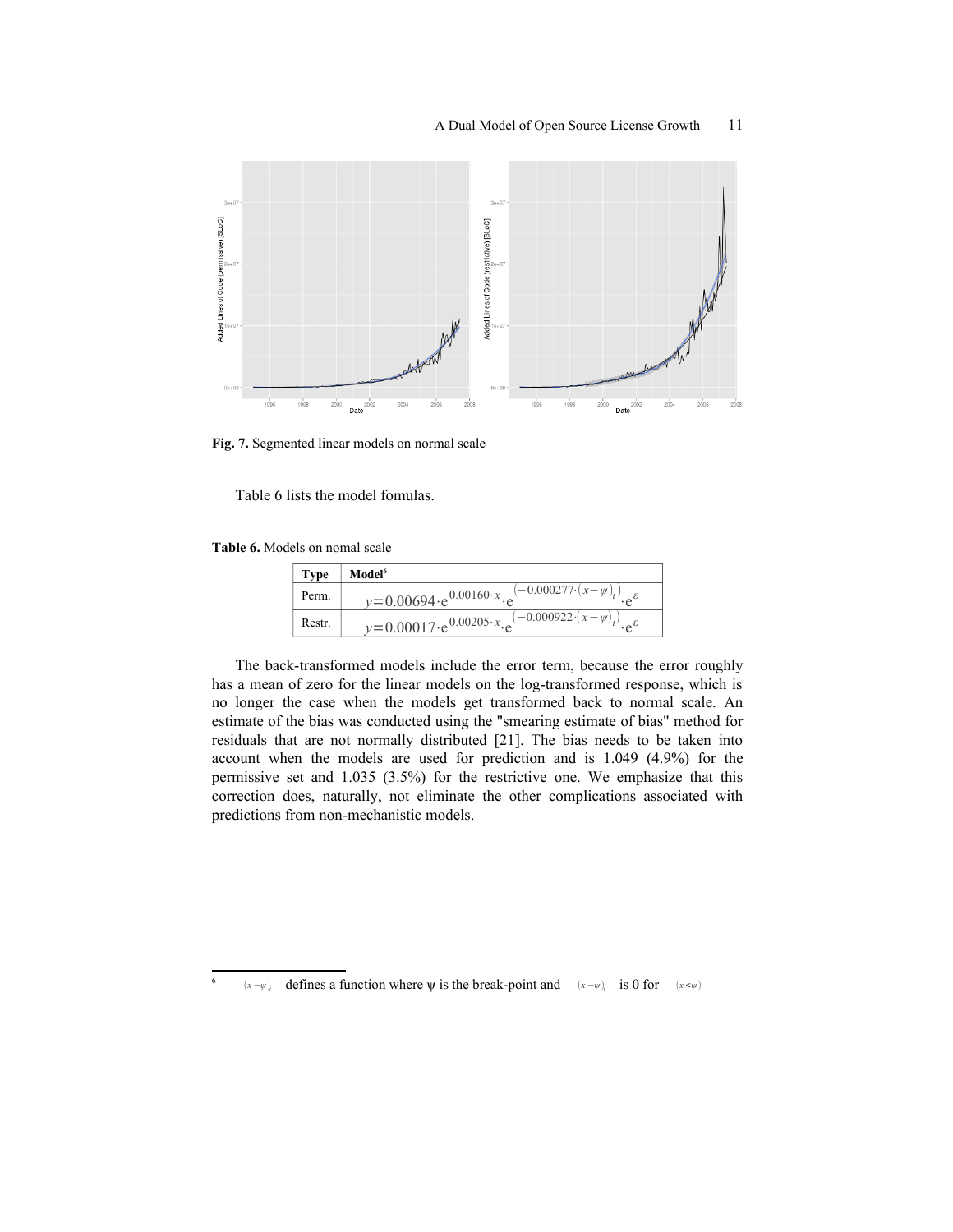Fig. 7. Segmented linear models on normal scale

Table 6 lists the model fomulas.

**Table 6.** Models on nomal scale

| Type | Model[6] |
|---|---|
| Perm. | $y = 0.00694 \cdot e^{0.00160 \cdot x} \cdot e^{\left(-0.000277 \cdot (x-\psi)_t\right)} \cdot e^{\varepsilon}$ |
| Restr. | $y = 0.00017 \cdot e^{0.00205 \cdot x} \cdot e^{\left(-0.000922 \cdot (x-\psi)_t\right)} \cdot e^{\varepsilon}$ |

The back-transformed models include the error term, because the error roughly has a mean of zero for the linear models on the log-transformed response, which is no longer the case when the models get transformed back to normal scale. An estimate of the bias was conducted using the "smearing estimate of bias" method for residuals that are not normally distributed [21]. The bias needs to be taken into account when the models are used for prediction and is 1.049 (4.9%) for the permissive set and 1.035 (3.5%) for the restrictive one. We emphasize that this correction does, naturally, not eliminate the other complications associated with predictions from non-mechanistic models.

[6] $(x-\psi)_t$ defines a function where ψ is the break-point and $(x-\psi)_t$ is 0 for $(x < \psi)$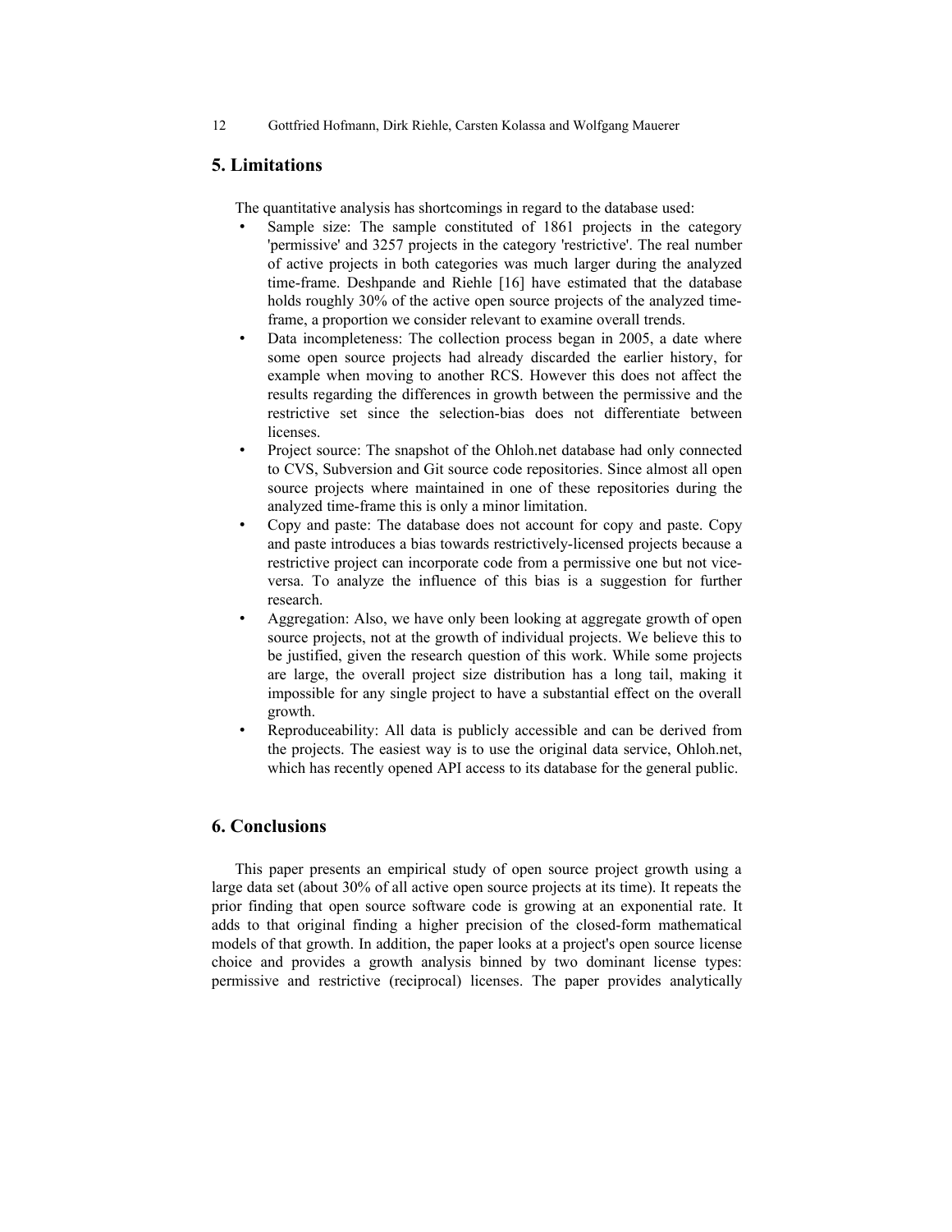## 5. Limitations

The quantitative analysis has shortcomings in regard to the database used:

- Sample size: The sample constituted of 1861 projects in the category 'permissive' and 3257 projects in the category 'restrictive'. The real number of active projects in both categories was much larger during the analyzed time-frame. Deshpande and Riehle [16] have estimated that the database holds roughly 30% of the active open source projects of the analyzed time-frame, a proportion we consider relevant to examine overall trends.
- Data incompleteness: The collection process began in 2005, a date where some open source projects had already discarded the earlier history, for example when moving to another RCS. However this does not affect the results regarding the differences in growth between the permissive and the restrictive set since the selection-bias does not differentiate between licenses.
- Project source: The snapshot of the Ohloh.net database had only connected to CVS, Subversion and Git source code repositories. Since almost all open source projects where maintained in one of these repositories during the analyzed time-frame this is only a minor limitation.
- Copy and paste: The database does not account for copy and paste. Copy and paste introduces a bias towards restrictively-licensed projects because a restrictive project can incorporate code from a permissive one but not vice-versa. To analyze the influence of this bias is a suggestion for further research.
- Aggregation: Also, we have only been looking at aggregate growth of open source projects, not at the growth of individual projects. We believe this to be justified, given the research question of this work. While some projects are large, the overall project size distribution has a long tail, making it impossible for any single project to have a substantial effect on the overall growth.
- Reproduceability: All data is publicly accessible and can be derived from the projects. The easiest way is to use the original data service, Ohloh.net, which has recently opened API access to its database for the general public.

## 6. Conclusions

This paper presents an empirical study of open source project growth using a large data set (about 30% of all active open source projects at its time). It repeats the prior finding that open source software code is growing at an exponential rate. It adds to that original finding a higher precision of the closed-form mathematical models of that growth. In addition, the paper looks at a project's open source license choice and provides a growth analysis binned by two dominant license types: permissive and restrictive (reciprocal) licenses. The paper provides analytically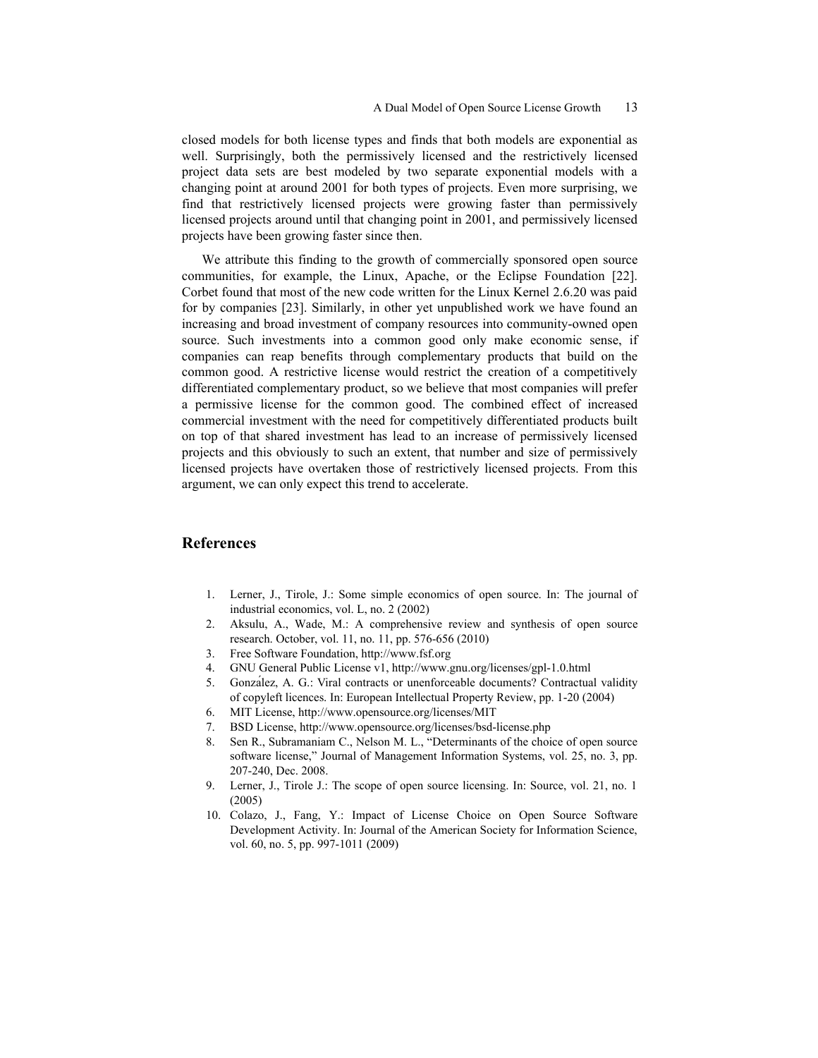closed models for both license types and finds that both models are exponential as well. Surprisingly, both the permissively licensed and the restrictively licensed project data sets are best modeled by two separate exponential models with a changing point at around 2001 for both types of projects. Even more surprising, we find that restrictively licensed projects were growing faster than permissively licensed projects around until that changing point in 2001, and permissively licensed projects have been growing faster since then.

We attribute this finding to the growth of commercially sponsored open source communities, for example, the Linux, Apache, or the Eclipse Foundation [22]. Corbet found that most of the new code written for the Linux Kernel 2.6.20 was paid for by companies [23]. Similarly, in other yet unpublished work we have found an increasing and broad investment of company resources into community-owned open source. Such investments into a common good only make economic sense, if companies can reap benefits through complementary products that build on the common good. A restrictive license would restrict the creation of a competitively differentiated complementary product, so we believe that most companies will prefer a permissive license for the common good. The combined effect of increased commercial investment with the need for competitively differentiated products built on top of that shared investment has lead to an increase of permissively licensed projects and this obviously to such an extent, that number and size of permissively licensed projects have overtaken those of restrictively licensed projects. From this argument, we can only expect this trend to accelerate.

## References

1. Lerner, J., Tirole, J.: Some simple economics of open source. In: The journal of industrial economics, vol. L, no. 2 (2002)
2. Aksulu, A., Wade, M.: A comprehensive review and synthesis of open source research. October, vol. 11, no. 11, pp. 576-656 (2010)
3. Free Software Foundation, http://www.fsf.org
4. GNU General Public License v1, http://www.gnu.org/licenses/gpl-1.0.html
5. González, A. G.: Viral contracts or unenforceable documents? Contractual validity of copyleft licences. In: European Intellectual Property Review, pp. 1-20 (2004)
6. MIT License, http://www.opensource.org/licenses/MIT
7. BSD License, http://www.opensource.org/licenses/bsd-license.php
8. Sen R., Subramaniam C., Nelson M. L., "Determinants of the choice of open source software license," Journal of Management Information Systems, vol. 25, no. 3, pp. 207-240, Dec. 2008.
9. Lerner, J., Tirole J.: The scope of open source licensing. In: Source, vol. 21, no. 1 (2005)
10. Colazo, J., Fang, Y.: Impact of License Choice on Open Source Software Development Activity. In: Journal of the American Society for Information Science, vol. 60, no. 5, pp. 997-1011 (2009)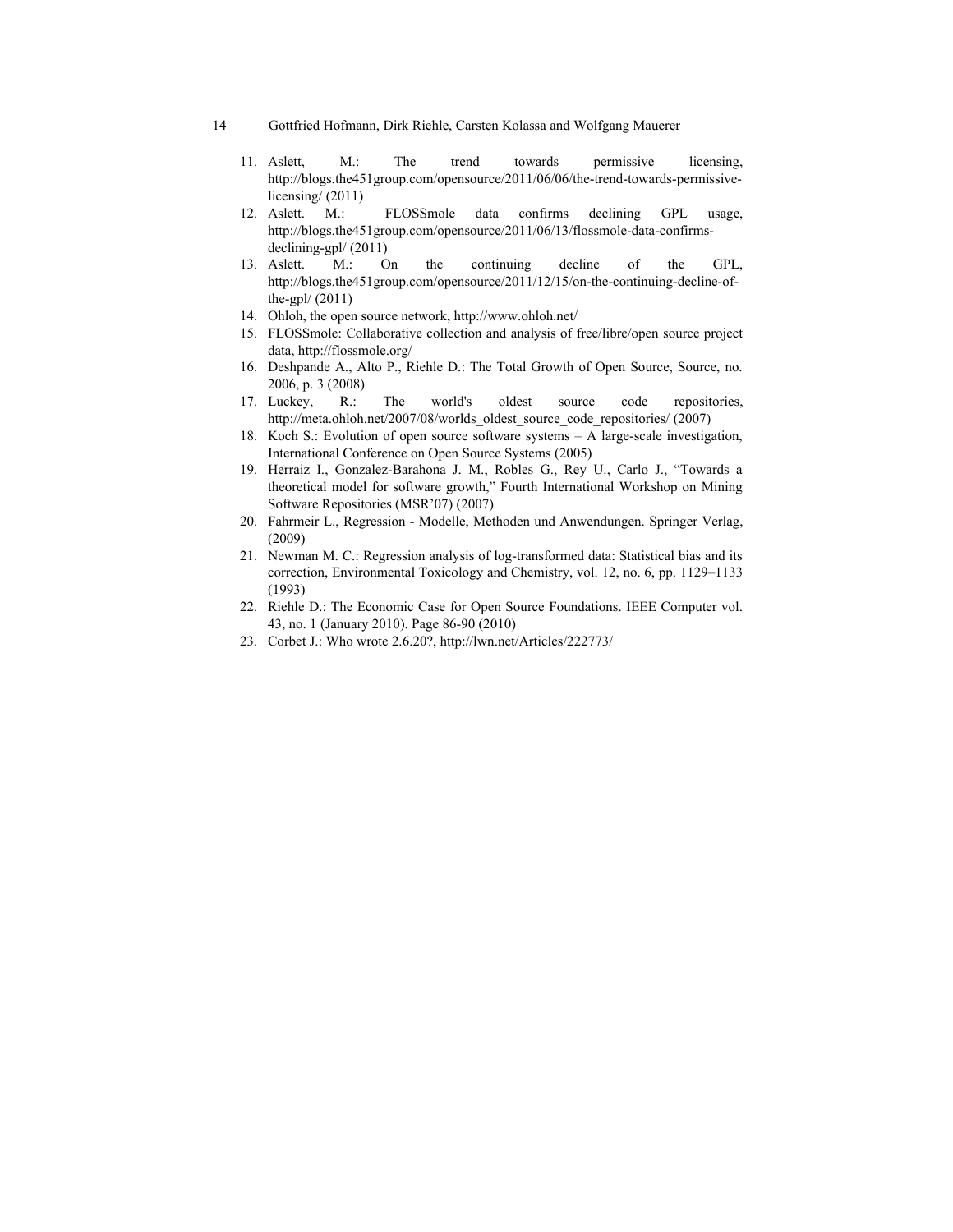11. Aslett, M.: The trend towards permissive licensing, http://blogs.the451group.com/opensource/2011/06/06/the-trend-towards-permissive-licensing/ (2011)
12. Aslett. M.: FLOSSmole data confirms declining GPL usage, http://blogs.the451group.com/opensource/2011/06/13/flossmole-data-confirms-declining-gpl/ (2011)
13. Aslett. M.: On the continuing decline of the GPL, http://blogs.the451group.com/opensource/2011/12/15/on-the-continuing-decline-of-the-gpl/ (2011)
14. Ohloh, the open source network, http://www.ohloh.net/
15. FLOSSmole: Collaborative collection and analysis of free/libre/open source project data, http://flossmole.org/
16. Deshpande A., Alto P., Riehle D.: The Total Growth of Open Source, Source, no. 2006, p. 3 (2008)
17. Luckey, R.: The world's oldest source code repositories, http://meta.ohloh.net/2007/08/worlds_oldest_source_code_repositories/ (2007)
18. Koch S.: Evolution of open source software systems – A large-scale investigation, International Conference on Open Source Systems (2005)
19. Herraiz I., Gonzalez-Barahona J. M., Robles G., Rey U., Carlo J., "Towards a theoretical model for software growth," Fourth International Workshop on Mining Software Repositories (MSR'07) (2007)
20. Fahrmeir L., Regression - Modelle, Methoden und Anwendungen. Springer Verlag, (2009)
21. Newman M. C.: Regression analysis of log-transformed data: Statistical bias and its correction, Environmental Toxicology and Chemistry, vol. 12, no. 6, pp. 1129–1133 (1993)
22. Riehle D.: The Economic Case for Open Source Foundations. IEEE Computer vol. 43, no. 1 (January 2010). Page 86-90 (2010)
23. Corbet J.: Who wrote 2.6.20?, http://lwn.net/Articles/222773/